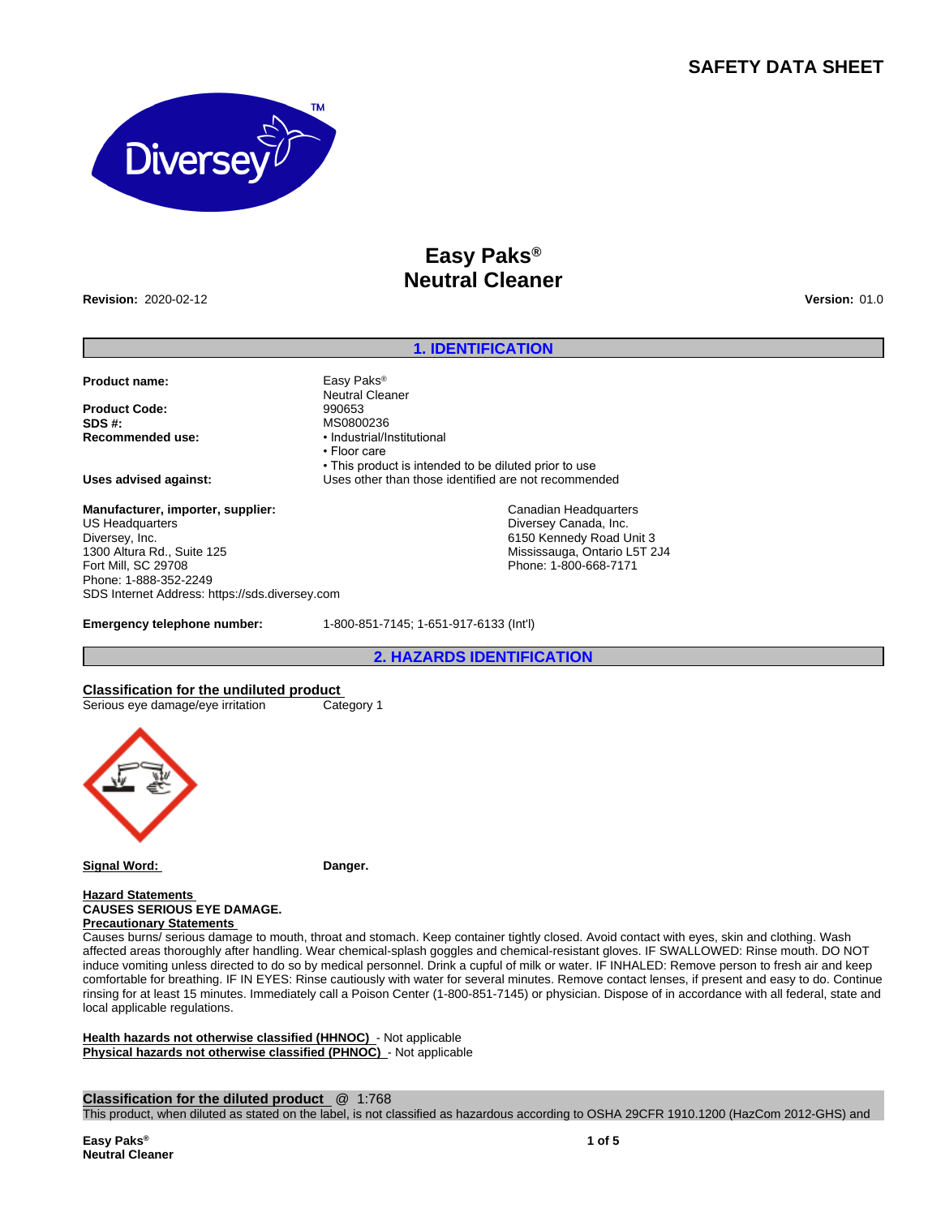# SAFETY DATA SHEET

# Easy Paks®
# Neutral Cleaner

**Revision:** 2020-02-12

**Version:** 01.0

## 1. IDENTIFICATION

**Product name:** Easy Paks® Neutral Cleaner

**Product Code:** 990653

**SDS #:** MS0800236

**Recommended use:**
- Industrial/Institutional
- Floor care
- This product is intended to be diluted prior to use

**Uses advised against:** Uses other than those identified are not recommended

**Manufacturer, importer, supplier:**
US Headquarters
Diversey, Inc.
1300 Altura Rd., Suite 125
Fort Mill, SC 29708
Phone: 1-888-352-2249
SDS Internet Address: https://sds.diversey.com

Canadian Headquarters
Diversey Canada, Inc.
6150 Kennedy Road Unit 3
Mississauga, Ontario L5T 2J4
Phone: 1-800-668-7171

**Emergency telephone number:** 1-800-851-7145; 1-651-917-6133 (Int'l)

## 2. HAZARDS IDENTIFICATION

**Classification for the undiluted product**

| | |
|---|---|
| Serious eye damage/eye irritation | Category 1 |

**Signal Word:** **Danger.**

**Hazard Statements**
**CAUSES SERIOUS EYE DAMAGE.**

**Precautionary Statements**
Causes burns/ serious damage to mouth, throat and stomach. Keep container tightly closed. Avoid contact with eyes, skin and clothing. Wash affected areas thoroughly after handling. Wear chemical-splash goggles and chemical-resistant gloves. IF SWALLOWED: Rinse mouth. DO NOT induce vomiting unless directed to do so by medical personnel. Drink a cupful of milk or water. IF INHALED: Remove person to fresh air and keep comfortable for breathing. IF IN EYES: Rinse cautiously with water for several minutes. Remove contact lenses, if present and easy to do. Continue rinsing for at least 15 minutes. Immediately call a Poison Center (1-800-851-7145) or physician. Dispose of in accordance with all federal, state and local applicable regulations.

**Health hazards not otherwise classified (HHNOC)** - Not applicable
**Physical hazards not otherwise classified (PHNOC)** - Not applicable

**Classification for the diluted product** @ 1:768
This product, when diluted as stated on the label, is not classified as hazardous according to OSHA 29CFR 1910.1200 (HazCom 2012-GHS) and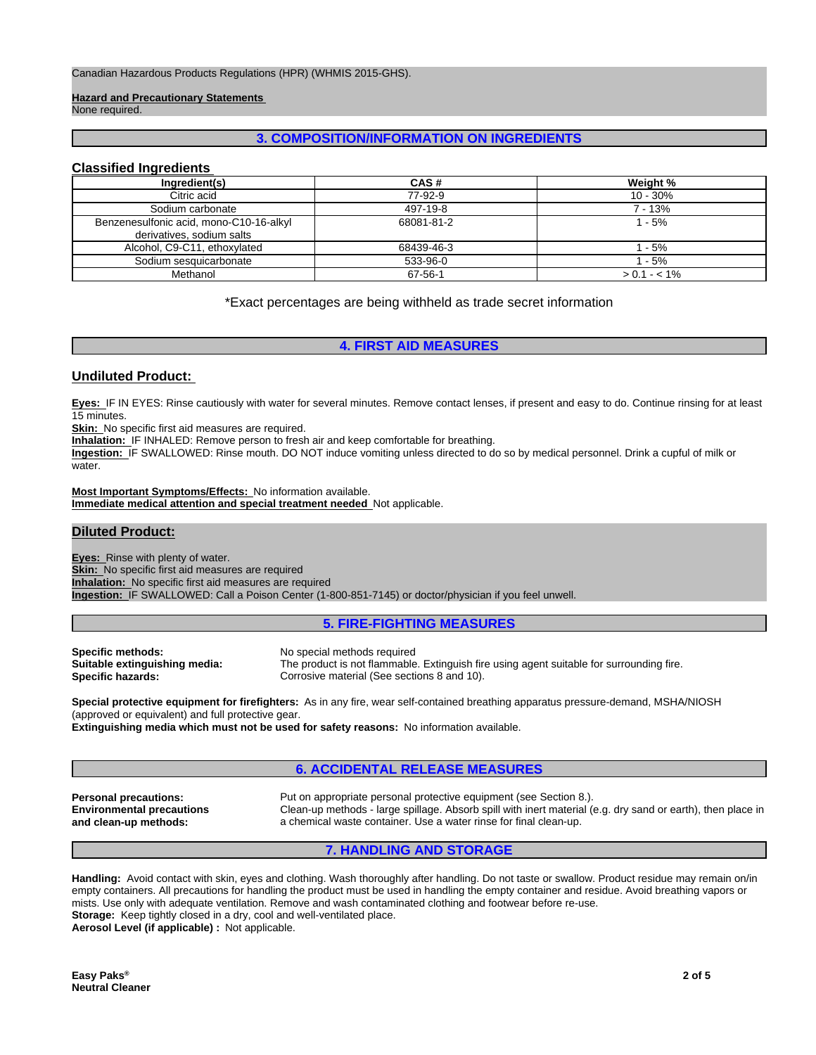Canadian Hazardous Products Regulations (HPR) (WHMIS 2015-GHS).

**Hazard and Precautionary Statements**
None required.

## 3. COMPOSITION/INFORMATION ON INGREDIENTS

### Classified Ingredients

| Ingredient(s) | CAS # | Weight % |
|---|---|---|
| Citric acid | 77-92-9 | 10 - 30% |
| Sodium carbonate | 497-19-8 | 7 - 13% |
| Benzenesulfonic acid, mono-C10-16-alkyl derivatives, sodium salts | 68081-81-2 | 1 - 5% |
| Alcohol, C9-C11, ethoxylated | 68439-46-3 | 1 - 5% |
| Sodium sesquicarbonate | 533-96-0 | 1 - 5% |
| Methanol | 67-56-1 | > 0.1 - < 1% |

*Exact percentages are being withheld as trade secret information

## 4. FIRST AID MEASURES

### Undiluted Product:

**Eyes:** IF IN EYES: Rinse cautiously with water for several minutes. Remove contact lenses, if present and easy to do. Continue rinsing for at least 15 minutes.
**Skin:** No specific first aid measures are required.
**Inhalation:** IF INHALED: Remove person to fresh air and keep comfortable for breathing.
**Ingestion:** IF SWALLOWED: Rinse mouth. DO NOT induce vomiting unless directed to do so by medical personnel. Drink a cupful of milk or water.

**Most Important Symptoms/Effects:** No information available.
**Immediate medical attention and special treatment needed** Not applicable.

### Diluted Product:

**Eyes:** Rinse with plenty of water.
**Skin:** No specific first aid measures are required
**Inhalation:** No specific first aid measures are required
**Ingestion:** IF SWALLOWED: Call a Poison Center (1-800-851-7145) or doctor/physician if you feel unwell.

## 5. FIRE-FIGHTING MEASURES

**Specific methods:** No special methods required
**Suitable extinguishing media:** The product is not flammable. Extinguish fire using agent suitable for surrounding fire.
**Specific hazards:** Corrosive material (See sections 8 and 10).

**Special protective equipment for firefighters:** As in any fire, wear self-contained breathing apparatus pressure-demand, MSHA/NIOSH (approved or equivalent) and full protective gear.
**Extinguishing media which must not be used for safety reasons:** No information available.

## 6. ACCIDENTAL RELEASE MEASURES

**Personal precautions:** Put on appropriate personal protective equipment (see Section 8.).
**Environmental precautions and clean-up methods:** Clean-up methods - large spillage. Absorb spill with inert material (e.g. dry sand or earth), then place in a chemical waste container. Use a water rinse for final clean-up.

## 7. HANDLING AND STORAGE

**Handling:** Avoid contact with skin, eyes and clothing. Wash thoroughly after handling. Do not taste or swallow. Product residue may remain on/in empty containers. All precautions for handling the product must be used in handling the empty container and residue. Avoid breathing vapors or mists. Use only with adequate ventilation. Remove and wash contaminated clothing and footwear before re-use.
**Storage:** Keep tightly closed in a dry, cool and well-ventilated place.
**Aerosol Level (if applicable) :** Not applicable.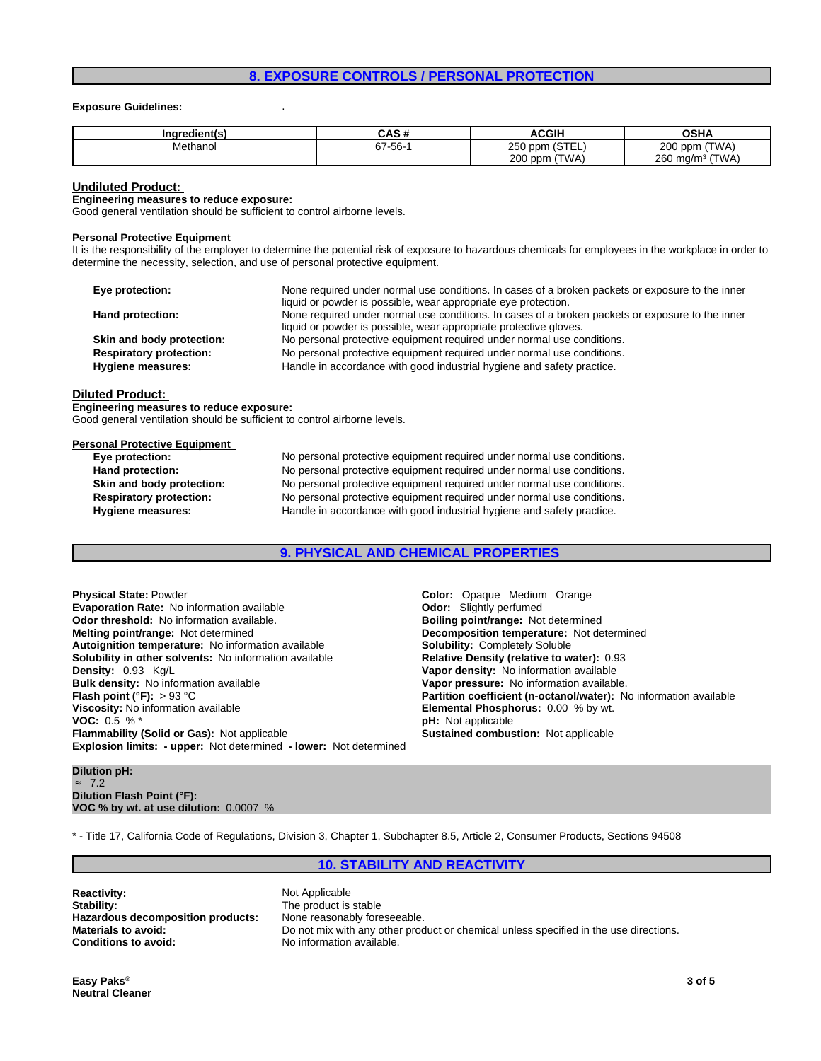## 8. EXPOSURE CONTROLS / PERSONAL PROTECTION

**Exposure Guidelines:** .

| Ingredient(s) | CAS # | ACGIH | OSHA |
|---|---|---|---|
| Methanol | 67-56-1 | 250 ppm (STEL) 200 ppm (TWA) | 200 ppm (TWA) 260 mg/m$^3$ (TWA) |

### Undiluted Product:

**Engineering measures to reduce exposure:**
Good general ventilation should be sufficient to control airborne levels.

**Personal Protective Equipment**
It is the responsibility of the employer to determine the potential risk of exposure to hazardous chemicals for employees in the workplace in order to determine the necessity, selection, and use of personal protective equipment.

**Eye protection:** None required under normal use conditions. In cases of a broken packets or exposure to the inner liquid or powder is possible, wear appropriate eye protection.
**Hand protection:** None required under normal use conditions. In cases of a broken packets or exposure to the inner liquid or powder is possible, wear appropriate protective gloves.
**Skin and body protection:** No personal protective equipment required under normal use conditions.
**Respiratory protection:** No personal protective equipment required under normal use conditions.
**Hygiene measures:** Handle in accordance with good industrial hygiene and safety practice.

### Diluted Product:

**Engineering measures to reduce exposure:**
Good general ventilation should be sufficient to control airborne levels.

**Personal Protective Equipment**
**Eye protection:** No personal protective equipment required under normal use conditions.
**Hand protection:** No personal protective equipment required under normal use conditions.
**Skin and body protection:** No personal protective equipment required under normal use conditions.
**Respiratory protection:** No personal protective equipment required under normal use conditions.
**Hygiene measures:** Handle in accordance with good industrial hygiene and safety practice.

## 9. PHYSICAL AND CHEMICAL PROPERTIES

**Physical State:** Powder
**Evaporation Rate:** No information available
**Odor threshold:** No information available.
**Melting point/range:** Not determined
**Autoignition temperature:** No information available
**Solubility in other solvents:** No information available
**Density:** 0.93 Kg/L
**Bulk density:** No information available
**Flash point (°F):** > 93 °C
**Viscosity:** No information available
**VOC:** 0.5 % *
**Flammability (Solid or Gas):** Not applicable
**Explosion limits: - upper:** Not determined **- lower:** Not determined

**Color:** Opaque Medium Orange
**Odor:** Slightly perfumed
**Boiling point/range:** Not determined
**Decomposition temperature:** Not determined
**Solubility:** Completely Soluble
**Relative Density (relative to water):** 0.93
**Vapor density:** No information available
**Vapor pressure:** No information available.
**Partition coefficient (n-octanol/water):** No information available
**Elemental Phosphorus:** 0.00 % by wt.
**pH:** Not applicable
**Sustained combustion:** Not applicable

**Dilution pH:**
≈ 7.2
**Dilution Flash Point (°F):**
**VOC % by wt. at use dilution:** 0.0007 %

* - Title 17, California Code of Regulations, Division 3, Chapter 1, Subchapter 8.5, Article 2, Consumer Products, Sections 94508

## 10. STABILITY AND REACTIVITY

**Reactivity:** Not Applicable
**Stability:** The product is stable
**Hazardous decomposition products:** None reasonably foreseeable.
**Materials to avoid:** Do not mix with any other product or chemical unless specified in the use directions.
**Conditions to avoid:** No information available.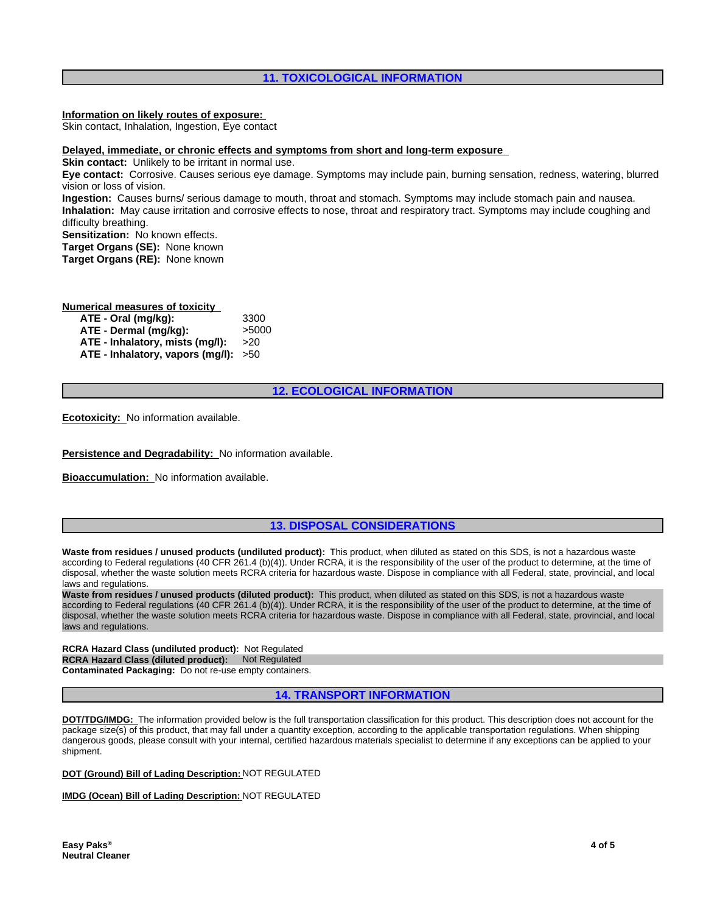## 11. TOXICOLOGICAL INFORMATION

**Information on likely routes of exposure:**
Skin contact, Inhalation, Ingestion, Eye contact

**Delayed, immediate, or chronic effects and symptoms from short and long-term exposure**

**Skin contact:** Unlikely to be irritant in normal use.
**Eye contact:** Corrosive. Causes serious eye damage. Symptoms may include pain, burning sensation, redness, watering, blurred vision or loss of vision.
**Ingestion:** Causes burns/ serious damage to mouth, throat and stomach. Symptoms may include stomach pain and nausea.
**Inhalation:** May cause irritation and corrosive effects to nose, throat and respiratory tract. Symptoms may include coughing and difficulty breathing.
**Sensitization:** No known effects.
**Target Organs (SE):** None known
**Target Organs (RE):** None known

**Numerical measures of toxicity**

| | |
|---|---|
| **ATE - Oral (mg/kg):** | 3300 |
| **ATE - Dermal (mg/kg):** | >5000 |
| **ATE - Inhalatory, mists (mg/l):** | >20 |
| **ATE - Inhalatory, vapors (mg/l):** | >50 |

## 12. ECOLOGICAL INFORMATION

**Ecotoxicity:** No information available.

**Persistence and Degradability:** No information available.

**Bioaccumulation:** No information available.

## 13. DISPOSAL CONSIDERATIONS

**Waste from residues / unused products (undiluted product):** This product, when diluted as stated on this SDS, is not a hazardous waste according to Federal regulations (40 CFR 261.4 (b)(4)). Under RCRA, it is the responsibility of the user of the product to determine, at the time of disposal, whether the waste solution meets RCRA criteria for hazardous waste. Dispose in compliance with all Federal, state, provincial, and local laws and regulations.
**Waste from residues / unused products (diluted product):** This product, when diluted as stated on this SDS, is not a hazardous waste according to Federal regulations (40 CFR 261.4 (b)(4)). Under RCRA, it is the responsibility of the user of the product to determine, at the time of disposal, whether the waste solution meets RCRA criteria for hazardous waste. Dispose in compliance with all Federal, state, provincial, and local laws and regulations.

**RCRA Hazard Class (undiluted product):** Not Regulated
**RCRA Hazard Class (diluted product):** Not Regulated
**Contaminated Packaging:** Do not re-use empty containers.

## 14. TRANSPORT INFORMATION

**DOT/TDG/IMDG:** The information provided below is the full transportation classification for this product. This description does not account for the package size(s) of this product, that may fall under a quantity exception, according to the applicable transportation regulations. When shipping dangerous goods, please consult with your internal, certified hazardous materials specialist to determine if any exceptions can be applied to your shipment.

**DOT (Ground) Bill of Lading Description:** NOT REGULATED

**IMDG (Ocean) Bill of Lading Description:** NOT REGULATED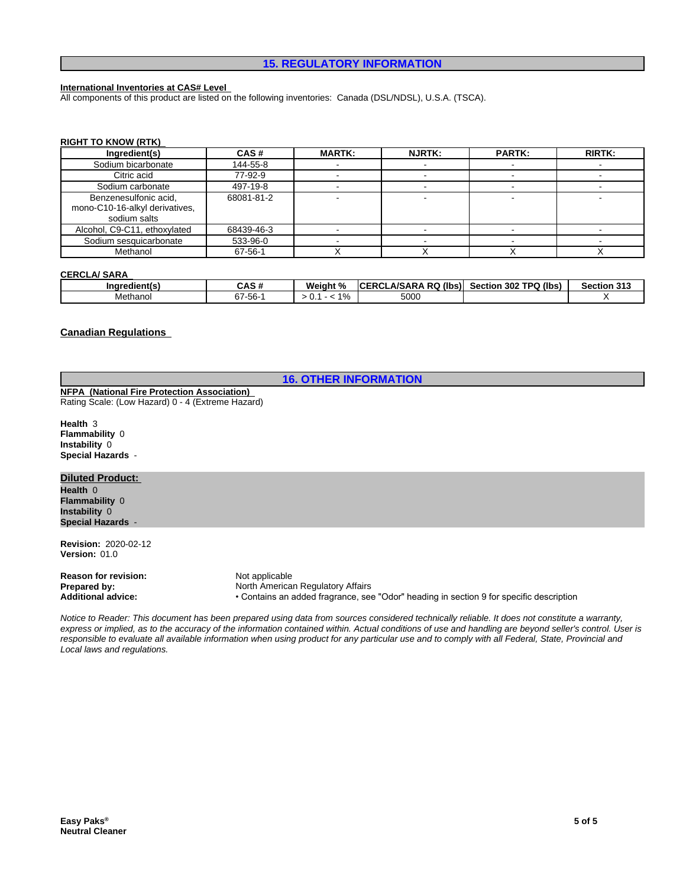## 15. REGULATORY INFORMATION

**International Inventories at CAS# Level**

All components of this product are listed on the following inventories: Canada (DSL/NDSL), U.S.A. (TSCA).

**RIGHT TO KNOW (RTK)**

| Ingredient(s) | CAS # | MARTK: | NJRTK: | PARTK: | RIRTK: |
|---|---|---|---|---|---|
| Sodium bicarbonate | 144-55-8 | - | - | - | - |
| Citric acid | 77-92-9 | - | - | - | - |
| Sodium carbonate | 497-19-8 | - | - | - | - |
| Benzenesulfonic acid, mono-C10-16-alkyl derivatives, sodium salts | 68081-81-2 | - | - | - | - |
| Alcohol, C9-C11, ethoxylated | 68439-46-3 | - | - | - | - |
| Sodium sesquicarbonate | 533-96-0 | - | - | - | - |
| Methanol | 67-56-1 | X | X | X | X |

**CERCLA/ SARA**

| Ingredient(s) | CAS # | Weight % | CERCLA/SARA RQ (lbs) | Section 302 TPQ (lbs) | Section 313 |
|---|---|---|---|---|---|
| Methanol | 67-56-1 | > 0.1 - < 1% | 5000 | | X |

**Canadian Regulations**

## 16. OTHER INFORMATION

**NFPA (National Fire Protection Association)**

Rating Scale: (Low Hazard) 0 - 4 (Extreme Hazard)

**Health** 3
**Flammability** 0
**Instability** 0
**Special Hazards** -

**Diluted Product:**

**Health** 0
**Flammability** 0
**Instability** 0
**Special Hazards** -

**Revision:** 2020-02-12
**Version:** 01.0

**Reason for revision:** Not applicable
**Prepared by:** North American Regulatory Affairs
**Additional advice:** • Contains an added fragrance, see "Odor" heading in section 9 for specific description

*Notice to Reader: This document has been prepared using data from sources considered technically reliable. It does not constitute a warranty, express or implied, as to the accuracy of the information contained within. Actual conditions of use and handling are beyond seller's control. User is responsible to evaluate all available information when using product for any particular use and to comply with all Federal, State, Provincial and Local laws and regulations.*